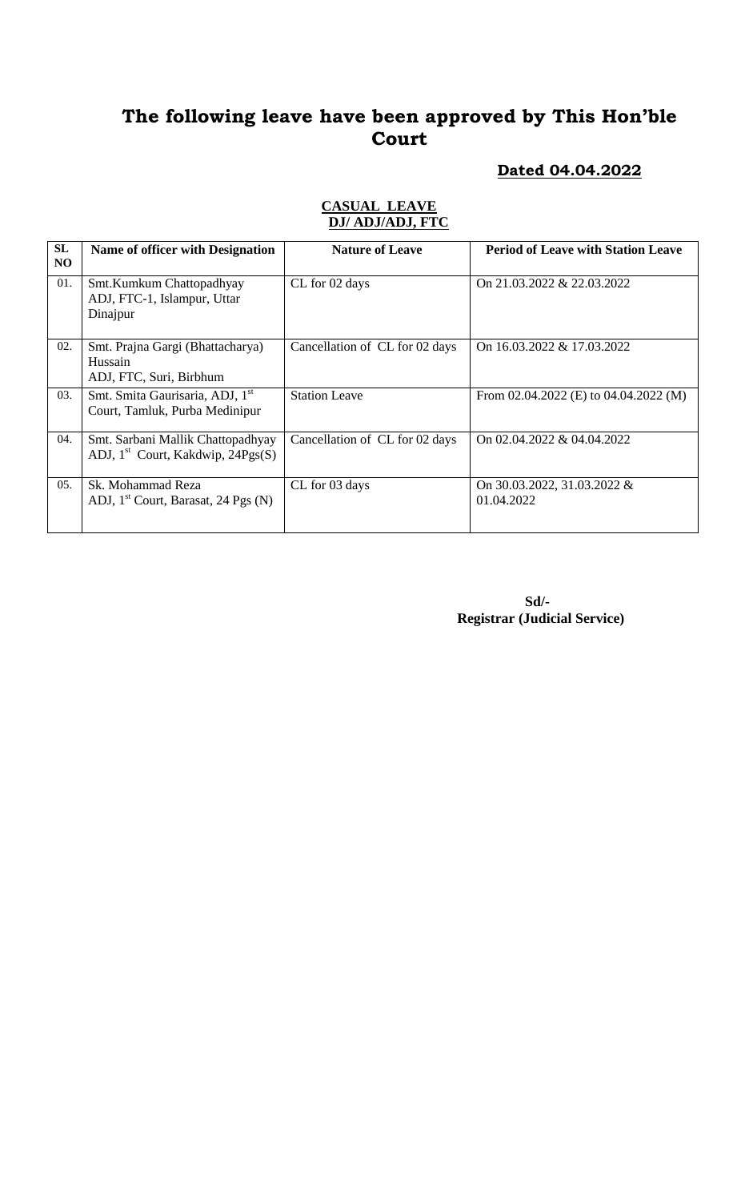# The following leave have been approved by This Hon'ble Court

**Dated 04.04.2022**

**CASUAL LEAVE**
**DJ/ ADJ/ADJ, FTC**

| SL NO | Name of officer with Designation | Nature of Leave | Period of Leave with Station Leave |
|---|---|---|---|
| 01. | Smt.Kumkum Chattopadhyay ADJ, FTC-1, Islampur, Uttar Dinajpur | CL for 02 days | On 21.03.2022 & 22.03.2022 |
| 02. | Smt. Prajna Gargi (Bhattacharya) Hussain ADJ, FTC, Suri, Birbhum | Cancellation of CL for 02 days | On 16.03.2022 & 17.03.2022 |
| 03. | Smt. Smita Gaurisaria, ADJ, 1st Court, Tamluk, Purba Medinipur | Station Leave | From 02.04.2022 (E) to 04.04.2022 (M) |
| 04. | Smt. Sarbani Mallik Chattopadhyay ADJ, 1st Court, Kakdwip, 24Pgs(S) | Cancellation of CL for 02 days | On 02.04.2022 & 04.04.2022 |
| 05. | Sk. Mohammad Reza ADJ, 1st Court, Barasat, 24 Pgs (N) | CL for 03 days | On 30.03.2022, 31.03.2022 & 01.04.2022 |

**Sd/-**
**Registrar (Judicial Service)**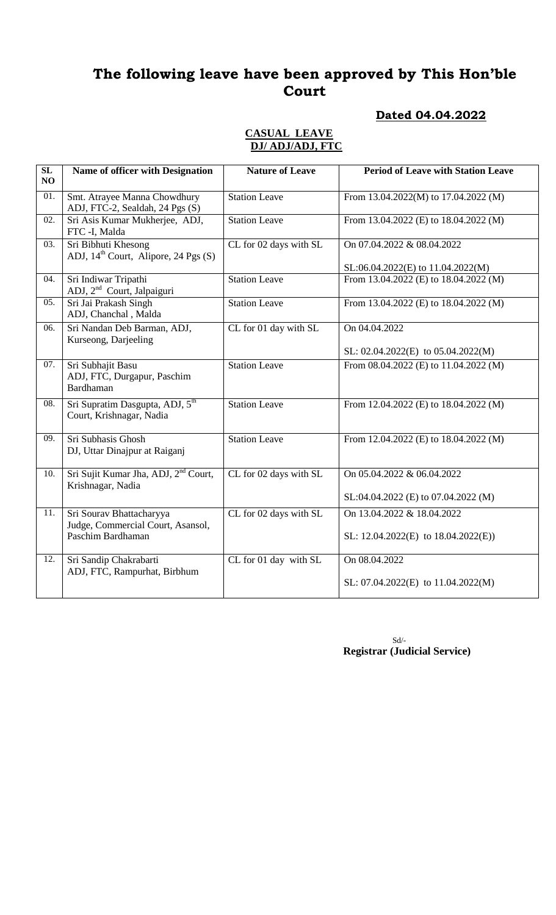# The following leave have been approved by This Hon'ble Court

**Dated 04.04.2022**

**CASUAL LEAVE**
**DJ/ ADJ/ADJ, FTC**

| SL NO | Name of officer with Designation | Nature of Leave | Period of Leave with Station Leave |
|---|---|---|---|
| 01. | Smt. Atrayee Manna Chowdhury ADJ, FTC-2, Sealdah, 24 Pgs (S) | Station Leave | From 13.04.2022(M) to 17.04.2022 (M) |
| 02. | Sri Asis Kumar Mukherjee, ADJ, FTC -I, Malda | Station Leave | From 13.04.2022 (E) to 18.04.2022 (M) |
| 03. | Sri Bibhuti Khesong ADJ, 14th Court, Alipore, 24 Pgs (S) | CL for 02 days with SL | On 07.04.2022 & 08.04.2022<br>SL:06.04.2022(E) to 11.04.2022(M) |
| 04. | Sri Indiwar Tripathi ADJ, 2nd Court, Jalpaiguri | Station Leave | From 13.04.2022 (E) to 18.04.2022 (M) |
| 05. | Sri Jai Prakash Singh ADJ, Chanchal , Malda | Station Leave | From 13.04.2022 (E) to 18.04.2022 (M) |
| 06. | Sri Nandan Deb Barman, ADJ, Kurseong, Darjeeling | CL for 01 day with SL | On 04.04.2022<br>SL: 02.04.2022(E) to 05.04.2022(M) |
| 07. | Sri Subhajit Basu ADJ, FTC, Durgapur, Paschim Bardhaman | Station Leave | From 08.04.2022 (E) to 11.04.2022 (M) |
| 08. | Sri Supratim Dasgupta, ADJ, 5th Court, Krishnagar, Nadia | Station Leave | From 12.04.2022 (E) to 18.04.2022 (M) |
| 09. | Sri Subhasis Ghosh DJ, Uttar Dinajpur at Raiganj | Station Leave | From 12.04.2022 (E) to 18.04.2022 (M) |
| 10. | Sri Sujit Kumar Jha, ADJ, 2nd Court, Krishnagar, Nadia | CL for 02 days with SL | On 05.04.2022 & 06.04.2022<br>SL:04.04.2022 (E) to 07.04.2022 (M) |
| 11. | Sri Sourav Bhattacharyya Judge, Commercial Court, Asansol, Paschim Bardhaman | CL for 02 days with SL | On 13.04.2022 & 18.04.2022<br>SL: 12.04.2022(E) to 18.04.2022(E)) |
| 12. | Sri Sandip Chakrabarti ADJ, FTC, Rampurhat, Birbhum | CL for 01 day with SL | On 08.04.2022<br>SL: 07.04.2022(E) to 11.04.2022(M) |

Sd/-
**Registrar (Judicial Service)**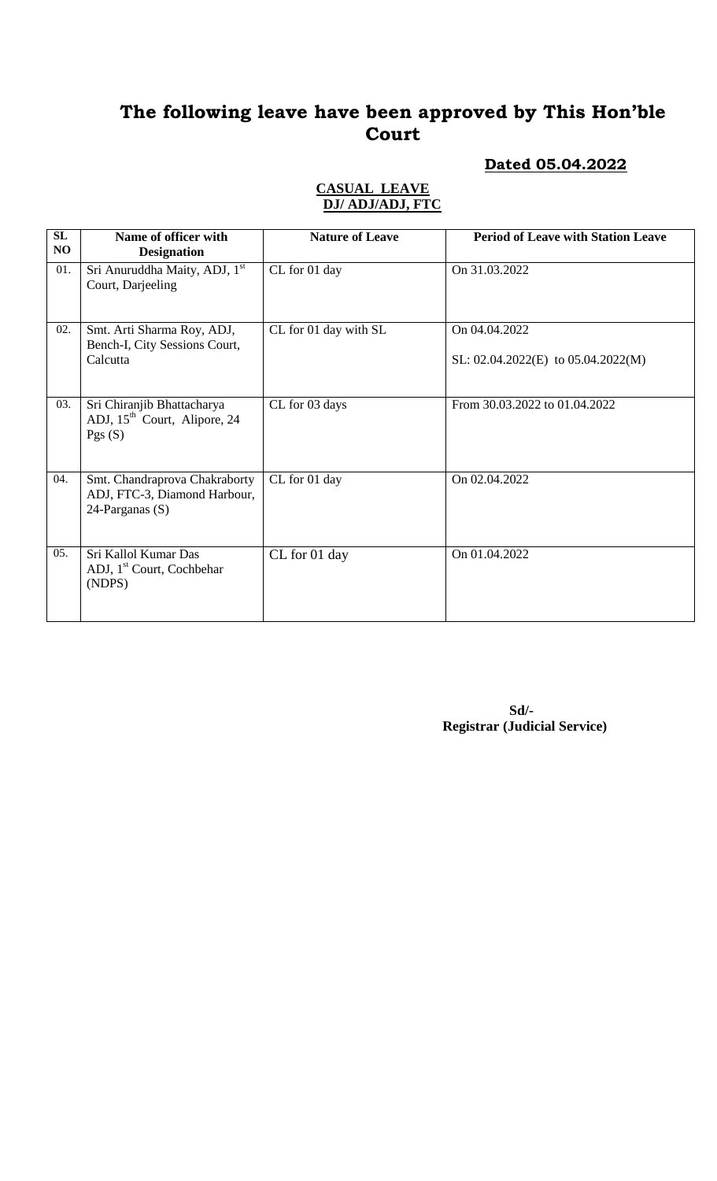# The following leave have been approved by This Hon'ble Court

**Dated 05.04.2022**

**CASUAL LEAVE**
**DJ/ ADJ/ADJ, FTC**

| SL NO | Name of officer with Designation | Nature of Leave | Period of Leave with Station Leave |
|---|---|---|---|
| 01. | Sri Anuruddha Maity, ADJ, 1st Court, Darjeeling | CL for 01 day | On 31.03.2022 |
| 02. | Smt. Arti Sharma Roy, ADJ, Bench-I, City Sessions Court, Calcutta | CL for 01 day with SL | On 04.04.2022<br>SL: 02.04.2022(E) to 05.04.2022(M) |
| 03. | Sri Chiranjib Bhattacharya ADJ, 15th Court, Alipore, 24 Pgs (S) | CL for 03 days | From 30.03.2022 to 01.04.2022 |
| 04. | Smt. Chandraprova Chakraborty ADJ, FTC-3, Diamond Harbour, 24-Parganas (S) | CL for 01 day | On 02.04.2022 |
| 05. | Sri Kallol Kumar Das ADJ, 1st Court, Cochbehar (NDPS) | CL for 01 day | On 01.04.2022 |

**Sd/-**
**Registrar (Judicial Service)**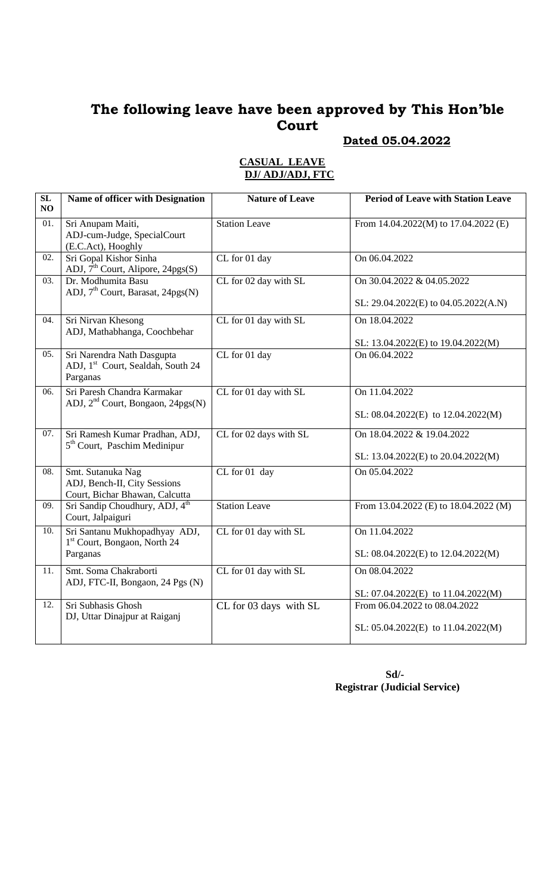# The following leave have been approved by This Hon'ble Court

**Dated 05.04.2022**

**CASUAL LEAVE**
**DJ/ ADJ/ADJ, FTC**

| SL NO | Name of officer with Designation | Nature of Leave | Period of Leave with Station Leave |
|---|---|---|---|
| 01. | Sri Anupam Maiti, ADJ-cum-Judge, SpecialCourt (E.C.Act), Hooghly | Station Leave | From 14.04.2022(M) to 17.04.2022 (E) |
| 02. | Sri Gopal Kishor Sinha ADJ, 7th Court, Alipore, 24pgs(S) | CL for 01 day | On 06.04.2022 |
| 03. | Dr. Modhumita Basu ADJ, 7th Court, Barasat, 24pgs(N) | CL for 02 day with SL | On 30.04.2022 & 04.05.2022<br>SL: 29.04.2022(E) to 04.05.2022(A.N) |
| 04. | Sri Nirvan Khesong ADJ, Mathabhanga, Coochbehar | CL for 01 day with SL | On 18.04.2022<br>SL: 13.04.2022(E) to 19.04.2022(M) |
| 05. | Sri Narendra Nath Dasgupta ADJ, 1st Court, Sealdah, South 24 Parganas | CL for 01 day | On 06.04.2022 |
| 06. | Sri Paresh Chandra Karmakar ADJ, 2nd Court, Bongaon, 24pgs(N) | CL for 01 day with SL | On 11.04.2022<br>SL: 08.04.2022(E) to 12.04.2022(M) |
| 07. | Sri Ramesh Kumar Pradhan, ADJ, 5th Court, Paschim Medinipur | CL for 02 days with SL | On 18.04.2022 & 19.04.2022<br>SL: 13.04.2022(E) to 20.04.2022(M) |
| 08. | Smt. Sutanuka Nag ADJ, Bench-II, City Sessions Court, Bichar Bhawan, Calcutta | CL for 01 day | On 05.04.2022 |
| 09. | Sri Sandip Choudhury, ADJ, 4th Court, Jalpaiguri | Station Leave | From 13.04.2022 (E) to 18.04.2022 (M) |
| 10. | Sri Santanu Mukhopadhyay ADJ, 1st Court, Bongaon, North 24 Parganas | CL for 01 day with SL | On 11.04.2022<br>SL: 08.04.2022(E) to 12.04.2022(M) |
| 11. | Smt. Soma Chakraborti ADJ, FTC-II, Bongaon, 24 Pgs (N) | CL for 01 day with SL | On 08.04.2022<br>SL: 07.04.2022(E) to 11.04.2022(M) |
| 12. | Sri Subhasis Ghosh DJ, Uttar Dinajpur at Raiganj | CL for 03 days with SL | From 06.04.2022 to 08.04.2022<br>SL: 05.04.2022(E) to 11.04.2022(M) |

**Sd/-**
**Registrar (Judicial Service)**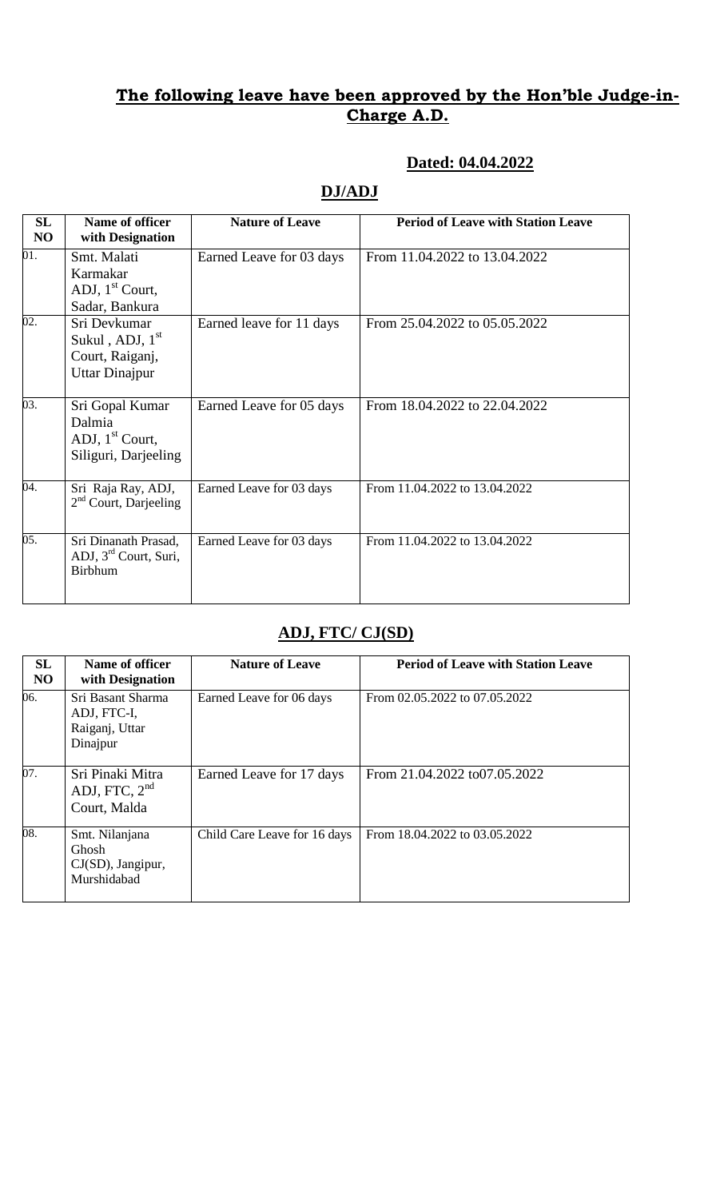## **The following leave have been approved by the Hon'ble Judge-in-Charge A.D.**

**Dated: 04.04.2022**

### **DJ/ADJ**

| SL NO | Name of officer with Designation | Nature of Leave | Period of Leave with Station Leave |
|---|---|---|---|
| 01. | Smt. Malati Karmakar ADJ, 1st Court, Sadar, Bankura | Earned Leave for 03 days | From 11.04.2022 to 13.04.2022 |
| 02. | Sri Devkumar Sukul , ADJ, 1st Court, Raiganj, Uttar Dinajpur | Earned leave for 11 days | From 25.04.2022 to 05.05.2022 |
| 03. | Sri Gopal Kumar Dalmia ADJ, 1st Court, Siliguri, Darjeeling | Earned Leave for 05 days | From 18.04.2022 to 22.04.2022 |
| 04. | Sri Raja Ray, ADJ, 2nd Court, Darjeeling | Earned Leave for 03 days | From 11.04.2022 to 13.04.2022 |
| 05. | Sri Dinanath Prasad, ADJ, 3rd Court, Suri, Birbhum | Earned Leave for 03 days | From 11.04.2022 to 13.04.2022 |

### **ADJ, FTC/ CJ(SD)**

| SL NO | Name of officer with Designation | Nature of Leave | Period of Leave with Station Leave |
|---|---|---|---|
| 06. | Sri Basant Sharma ADJ, FTC-I, Raiganj, Uttar Dinajpur | Earned Leave for 06 days | From 02.05.2022 to 07.05.2022 |
| 07. | Sri Pinaki Mitra ADJ, FTC, 2nd Court, Malda | Earned Leave for 17 days | From 21.04.2022 to07.05.2022 |
| 08. | Smt. Nilanjana Ghosh CJ(SD), Jangipur, Murshidabad | Child Care Leave for 16 days | From 18.04.2022 to 03.05.2022 |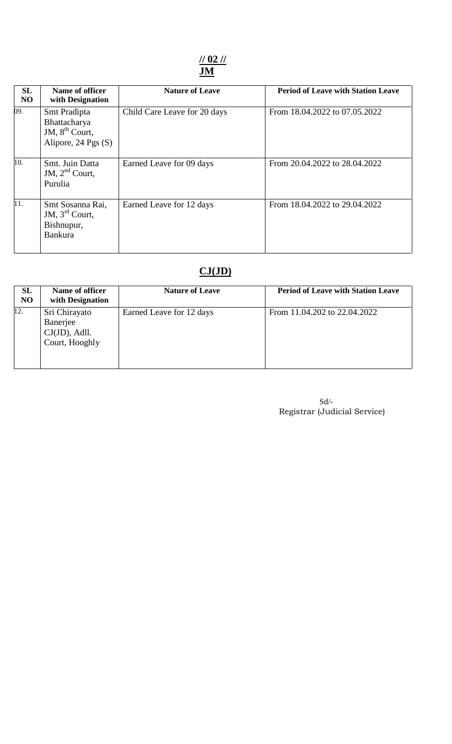**// 02 //**

## JM

| SL NO | Name of officer with Designation | Nature of Leave | Period of Leave with Station Leave |
|---|---|---|---|
| 09. | Smt Pradipta Bhattacharya JM, 8th Court, Alipore, 24 Pgs (S) | Child Care Leave for 20 days | From 18.04.2022 to 07.05.2022 |
| 10. | Smt. Juin Datta JM, 2nd Court, Purulia | Earned Leave for 09 days | From 20.04.2022 to 28.04.2022 |
| 11. | Smt Sosanna Rai, JM, 3rd Court, Bishnupur, Bankura | Earned Leave for 12 days | From 18.04.2022 to 29.04.2022 |

## CJ(JD)

| SL NO | Name of officer with Designation | Nature of Leave | Period of Leave with Station Leave |
|---|---|---|---|
| 12. | Sri Chirayato Banerjee CJ(JD), Adll. Court, Hooghly | Earned Leave for 12 days | From 11.04.202 to 22.04.2022 |

Sd/-
Registrar (Judicial Service)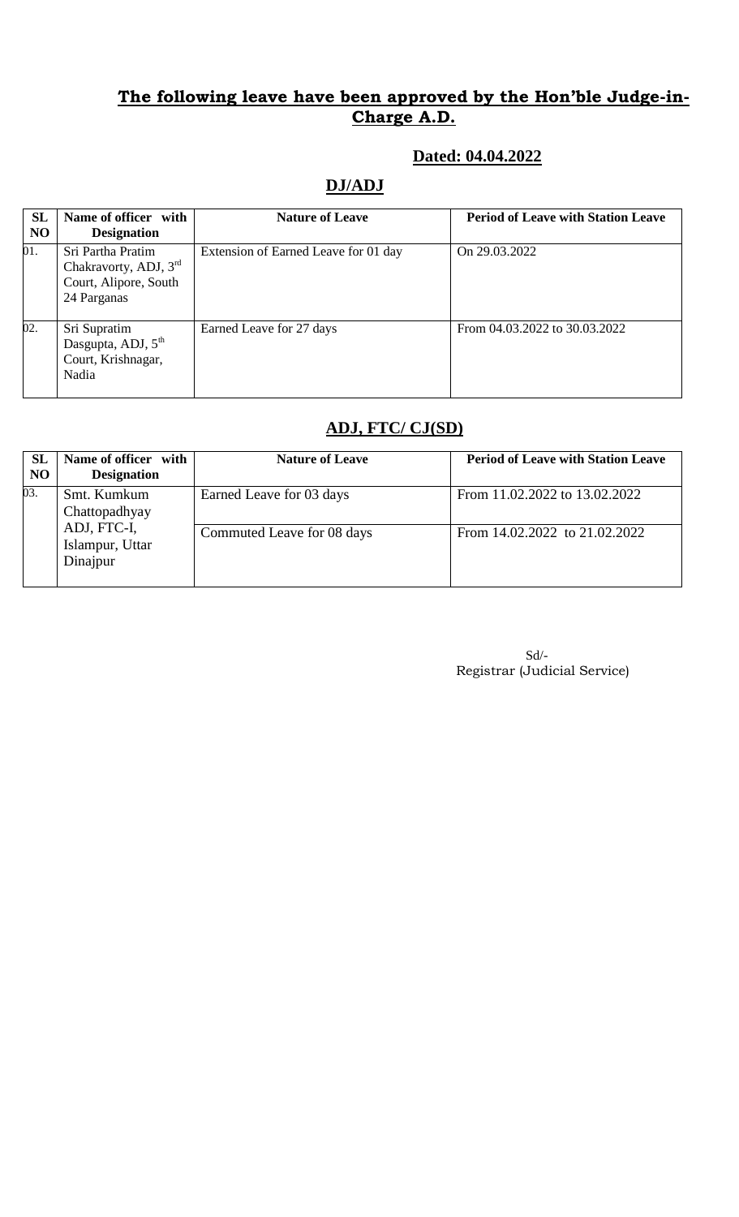## The following leave have been approved by the Hon'ble Judge-in-Charge A.D.

**Dated: 04.04.2022**

### DJ/ADJ

| SL NO | Name of officer with Designation | Nature of Leave | Period of Leave with Station Leave |
|---|---|---|---|
| 01. | Sri Partha Pratim Chakravorty, ADJ, 3rd Court, Alipore, South 24 Parganas | Extension of Earned Leave for 01 day | On 29.03.2022 |
| 02. | Sri Supratim Dasgupta, ADJ, 5th Court, Krishnagar, Nadia | Earned Leave for 27 days | From 04.03.2022 to 30.03.2022 |

### ADJ, FTC/ CJ(SD)

| SL NO | Name of officer with Designation | Nature of Leave | Period of Leave with Station Leave |
|---|---|---|---|
| 03. | Smt. Kumkum Chattopadhyay ADJ, FTC-I, Islampur, Uttar Dinajpur | Earned Leave for 03 days | From 11.02.2022 to 13.02.2022 |
| | | Commuted Leave for 08 days | From 14.02.2022 to 21.02.2022 |

Sd/-
Registrar (Judicial Service)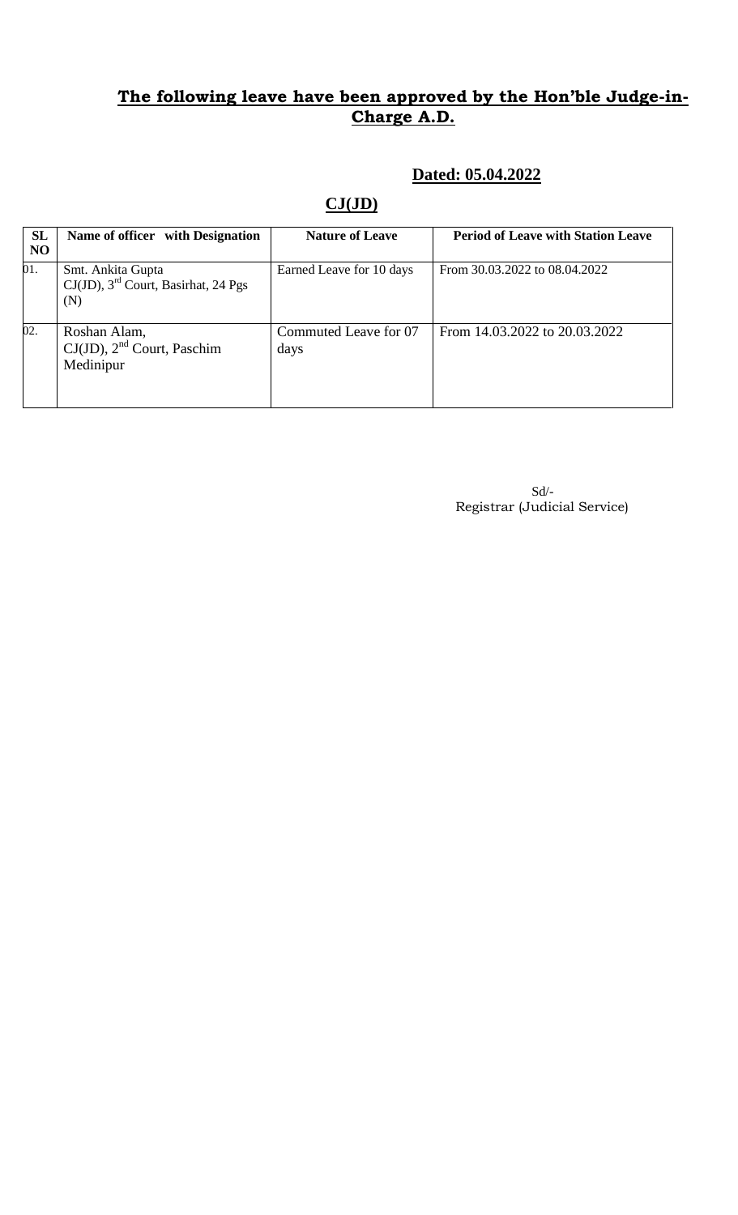## **The following leave have been approved by the Hon'ble Judge-in-Charge A.D.**

**Dated: 05.04.2022**

## **CJ(JD)**

| SL NO | Name of officer with Designation | Nature of Leave | Period of Leave with Station Leave |
|---|---|---|---|
| 01. | Smt. Ankita Gupta CJ(JD), 3rd Court, Basirhat, 24 Pgs (N) | Earned Leave for 10 days | From 30.03.2022 to 08.04.2022 |
| 02. | Roshan Alam, CJ(JD), 2nd Court, Paschim Medinipur | Commuted Leave for 07 days | From 14.03.2022 to 20.03.2022 |

Sd/-
Registrar (Judicial Service)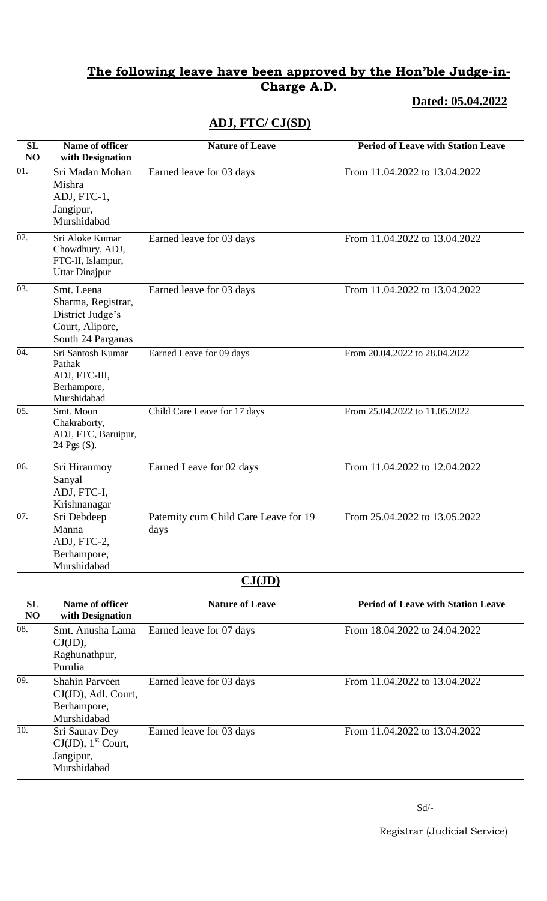## The following leave have been approved by the Hon'ble Judge-in-Charge A.D.

**Dated: 05.04.2022**

### ADJ, FTC/ CJ(SD)

| SL NO | Name of officer with Designation | Nature of Leave | Period of Leave with Station Leave |
|---|---|---|---|
| 01. | Sri Madan Mohan Mishra ADJ, FTC-1, Jangipur, Murshidabad | Earned leave for 03 days | From 11.04.2022 to 13.04.2022 |
| 02. | Sri Aloke Kumar Chowdhury, ADJ, FTC-II, Islampur, Uttar Dinajpur | Earned leave for 03 days | From 11.04.2022 to 13.04.2022 |
| 03. | Smt. Leena Sharma, Registrar, District Judge's Court, Alipore, South 24 Parganas | Earned leave for 03 days | From 11.04.2022 to 13.04.2022 |
| 04. | Sri Santosh Kumar Pathak ADJ, FTC-III, Berhampore, Murshidabad | Earned Leave for 09 days | From 20.04.2022 to 28.04.2022 |
| 05. | Smt. Moon Chakraborty, ADJ, FTC, Baruipur, 24 Pgs (S). | Child Care Leave for 17 days | From 25.04.2022 to 11.05.2022 |
| 06. | Sri Hiranmoy Sanyal ADJ, FTC-I, Krishnanagar | Earned Leave for 02 days | From 11.04.2022 to 12.04.2022 |
| 07. | Sri Debdeep Manna ADJ, FTC-2, Berhampore, Murshidabad | Paternity cum Child Care Leave for 19 days | From 25.04.2022 to 13.05.2022 |

### CJ(JD)

| SL NO | Name of officer with Designation | Nature of Leave | Period of Leave with Station Leave |
|---|---|---|---|
| 08. | Smt. Anusha Lama CJ(JD), Raghunathpur, Purulia | Earned leave for 07 days | From 18.04.2022 to 24.04.2022 |
| 09. | Shahin Parveen CJ(JD), Adl. Court, Berhampore, Murshidabad | Earned leave for 03 days | From 11.04.2022 to 13.04.2022 |
| 10. | Sri Saurav Dey CJ(JD), 1st Court, Jangipur, Murshidabad | Earned leave for 03 days | From 11.04.2022 to 13.04.2022 |

Sd/-

Registrar (Judicial Service)